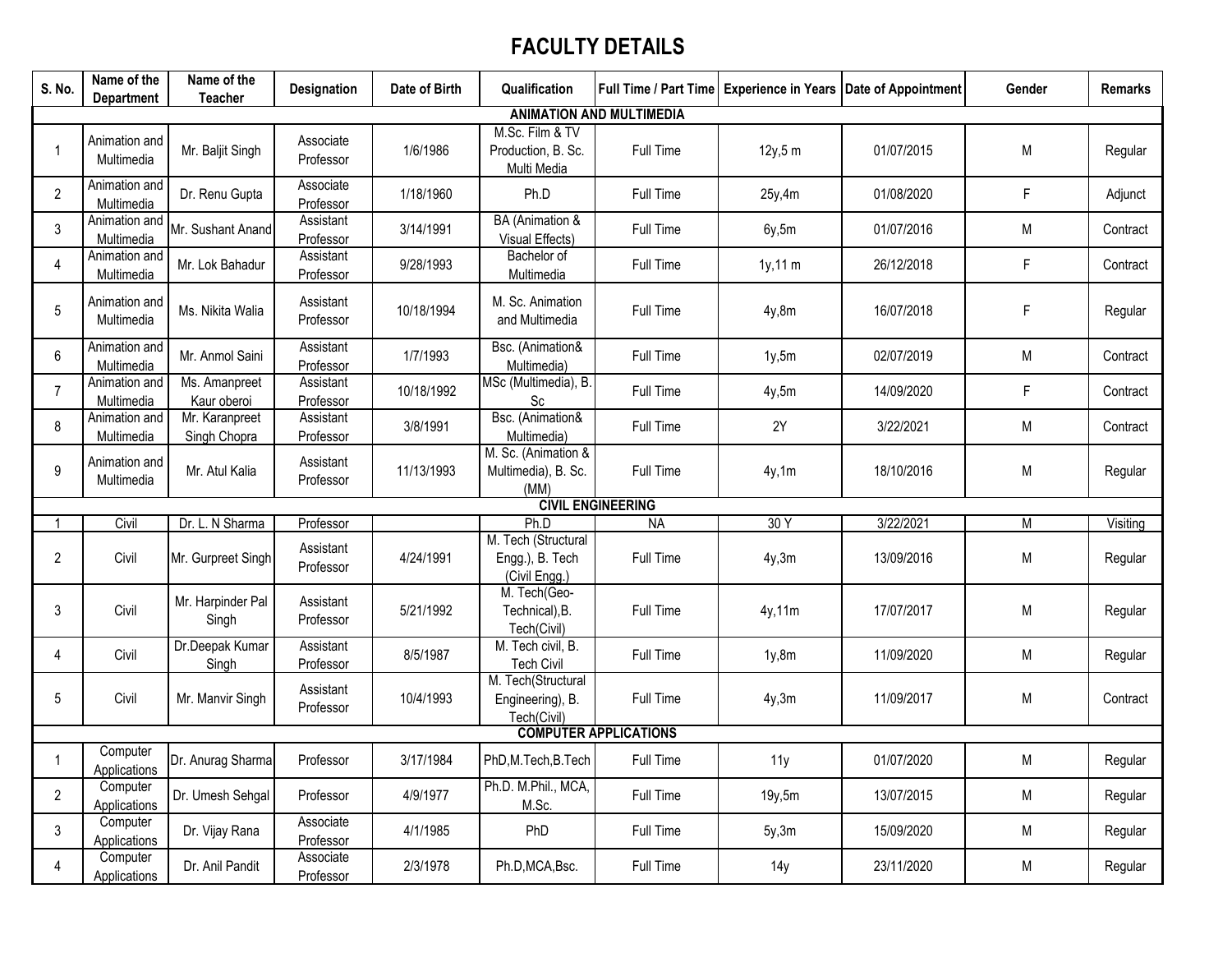# FACULTY DETAILS

| S. No. | Name of the Department | Name of the Teacher | Designation | Date of Birth | Qualification | Full Time / Part Time | Experience in Years | Date of Appointment | Gender | Remarks |
|---|---|---|---|---|---|---|---|---|---|---|
| **ANIMATION AND MULTIMEDIA** | | | | | | | | | | |
| 1 | Animation and Multimedia | Mr. Baljit Singh | Associate Professor | 1/6/1986 | M.Sc. Film & TV Production, B. Sc. Multi Media | Full Time | 12y,5 m | 01/07/2015 | M | Regular |
| 2 | Animation and Multimedia | Dr. Renu Gupta | Associate Professor | 1/18/1960 | Ph.D | Full Time | 25y,4m | 01/08/2020 | F | Adjunct |
| 3 | Animation and Multimedia | Mr. Sushant Anand | Assistant Professor | 3/14/1991 | BA (Animation & Visual Effects) | Full Time | 6y,5m | 01/07/2016 | M | Contract |
| 4 | Animation and Multimedia | Mr. Lok Bahadur | Assistant Professor | 9/28/1993 | Bachelor of Multimedia | Full Time | 1y,11 m | 26/12/2018 | F | Contract |
| 5 | Animation and Multimedia | Ms. Nikita Walia | Assistant Professor | 10/18/1994 | M. Sc. Animation and Multimedia | Full Time | 4y,8m | 16/07/2018 | F | Regular |
| 6 | Animation and Multimedia | Mr. Anmol Saini | Assistant Professor | 1/7/1993 | Bsc. (Animation& Multimedia) | Full Time | 1y,5m | 02/07/2019 | M | Contract |
| 7 | Animation and Multimedia | Ms. Amanpreet Kaur oberoi | Assistant Professor | 10/18/1992 | MSc (Multimedia), B. Sc | Full Time | 4y,5m | 14/09/2020 | F | Contract |
| 8 | Animation and Multimedia | Mr. Karanpreet Singh Chopra | Assistant Professor | 3/8/1991 | Bsc. (Animation& Multimedia) | Full Time | 2Y | 3/22/2021 | M | Contract |
| 9 | Animation and Multimedia | Mr. Atul Kalia | Assistant Professor | 11/13/1993 | M. Sc. (Animation & Multimedia), B. Sc. (MM) | Full Time | 4y,1m | 18/10/2016 | M | Regular |
| **CIVIL ENGINEERING** | | | | | | | | | | |
| 1 | Civil | Dr. L. N Sharma | Professor | | Ph.D | NA | 30 Y | 3/22/2021 | M | Visiting |
| 2 | Civil | Mr. Gurpreet Singh | Assistant Professor | 4/24/1991 | M. Tech (Structural Engg.), B. Tech (Civil Engg.) | Full Time | 4y,3m | 13/09/2016 | M | Regular |
| 3 | Civil | Mr. Harpinder Pal Singh | Assistant Professor | 5/21/1992 | M. Tech(Geo-Technical),B. Tech(Civil) | Full Time | 4y,11m | 17/07/2017 | M | Regular |
| 4 | Civil | Dr.Deepak Kumar Singh | Assistant Professor | 8/5/1987 | M. Tech civil, B. Tech Civil | Full Time | 1y,8m | 11/09/2020 | M | Regular |
| 5 | Civil | Mr. Manvir Singh | Assistant Professor | 10/4/1993 | M. Tech(Structural Engineering), B. Tech(Civil) | Full Time | 4y,3m | 11/09/2017 | M | Contract |
| **COMPUTER APPLICATIONS** | | | | | | | | | | |
| 1 | Computer Applications | Dr. Anurag Sharma | Professor | 3/17/1984 | PhD,M.Tech,B.Tech | Full Time | 11y | 01/07/2020 | M | Regular |
| 2 | Computer Applications | Dr. Umesh Sehgal | Professor | 4/9/1977 | Ph.D. M.Phil., MCA, M.Sc. | Full Time | 19y,5m | 13/07/2015 | M | Regular |
| 3 | Computer Applications | Dr. Vijay Rana | Associate Professor | 4/1/1985 | PhD | Full Time | 5y,3m | 15/09/2020 | M | Regular |
| 4 | Computer Applications | Dr. Anil Pandit | Associate Professor | 2/3/1978 | Ph.D,MCA,Bsc. | Full Time | 14y | 23/11/2020 | M | Regular |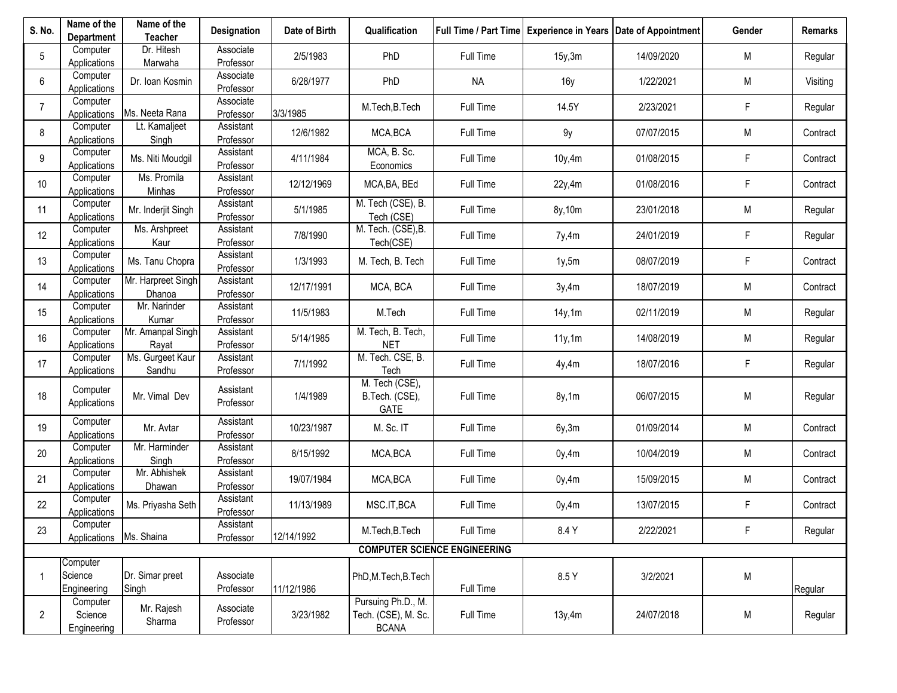| S. No. | Name of the Department | Name of the Teacher | Designation | Date of Birth | Qualification | Full Time / Part Time | Experience in Years | Date of Appointment | Gender | Remarks |
|---|---|---|---|---|---|---|---|---|---|---|
| 5 | Computer Applications | Dr. Hitesh Marwaha | Associate Professor | 2/5/1983 | PhD | Full Time | 15y,3m | 14/09/2020 | M | Regular |
| 6 | Computer Applications | Dr. Ioan Kosmin | Associate Professor | 6/28/1977 | PhD | NA | 16y | 1/22/2021 | M | Visiting |
| 7 | Computer Applications | Ms. Neeta Rana | Associate Professor | 3/3/1985 | M.Tech,B.Tech | Full Time | 14.5Y | 2/23/2021 | F | Regular |
| 8 | Computer Applications | Lt. Kamaljeet Singh | Assistant Professor | 12/6/1982 | MCA,BCA | Full Time | 9y | 07/07/2015 | M | Contract |
| 9 | Computer Applications | Ms. Niti Moudgil | Assistant Professor | 4/11/1984 | MCA, B. Sc. Economics | Full Time | 10y,4m | 01/08/2015 | F | Contract |
| 10 | Computer Applications | Ms. Promila Minhas | Assistant Professor | 12/12/1969 | MCA,BA, BEd | Full Time | 22y,4m | 01/08/2016 | F | Contract |
| 11 | Computer Applications | Mr. Inderjit Singh | Assistant Professor | 5/1/1985 | M. Tech (CSE), B. Tech (CSE) | Full Time | 8y,10m | 23/01/2018 | M | Regular |
| 12 | Computer Applications | Ms. Arshpreet Kaur | Assistant Professor | 7/8/1990 | M. Tech. (CSE),B. Tech(CSE) | Full Time | 7y,4m | 24/01/2019 | F | Regular |
| 13 | Computer Applications | Ms. Tanu Chopra | Assistant Professor | 1/3/1993 | M. Tech, B. Tech | Full Time | 1y,5m | 08/07/2019 | F | Contract |
| 14 | Computer Applications | Mr. Harpreet Singh Dhanoa | Assistant Professor | 12/17/1991 | MCA, BCA | Full Time | 3y,4m | 18/07/2019 | M | Contract |
| 15 | Computer Applications | Mr. Narinder Kumar | Assistant Professor | 11/5/1983 | M.Tech | Full Time | 14y,1m | 02/11/2019 | M | Regular |
| 16 | Computer Applications | Mr. Amanpal Singh Rayat | Assistant Professor | 5/14/1985 | M. Tech, B. Tech, NET | Full Time | 11y,1m | 14/08/2019 | M | Regular |
| 17 | Computer Applications | Ms. Gurgeet Kaur Sandhu | Assistant Professor | 7/1/1992 | M. Tech. CSE, B. Tech | Full Time | 4y,4m | 18/07/2016 | F | Regular |
| 18 | Computer Applications | Mr. Vimal Dev | Assistant Professor | 1/4/1989 | M. Tech (CSE), B.Tech. (CSE), GATE | Full Time | 8y,1m | 06/07/2015 | M | Regular |
| 19 | Computer Applications | Mr. Avtar | Assistant Professor | 10/23/1987 | M. Sc. IT | Full Time | 6y,3m | 01/09/2014 | M | Contract |
| 20 | Computer Applications | Mr. Harminder Singh | Assistant Professor | 8/15/1992 | MCA,BCA | Full Time | 0y,4m | 10/04/2019 | M | Contract |
| 21 | Computer Applications | Mr. Abhishek Dhawan | Assistant Professor | 19/07/1984 | MCA,BCA | Full Time | 0y,4m | 15/09/2015 | M | Contract |
| 22 | Computer Applications | Ms. Priyasha Seth | Assistant Professor | 11/13/1989 | MSC.IT,BCA | Full Time | 0y,4m | 13/07/2015 | F | Contract |
| 23 | Computer Applications | Ms. Shaina | Assistant Professor | 12/14/1992 | M.Tech,B.Tech | Full Time | 8.4 Y | 2/22/2021 | F | Regular |
| **COMPUTER SCIENCE ENGINEERING** | | | | | | | | | | |
| 1 | Computer Science Engineering | Dr. Simar preet Singh | Associate Professor | 11/12/1986 | PhD,M.Tech,B.Tech | Full Time | 8.5 Y | 3/2/2021 | M | Regular |
| 2 | Computer Science Engineering | Mr. Rajesh Sharma | Associate Professor | 3/23/1982 | Pursuing Ph.D., M. Tech. (CSE), M. Sc. BCANA | Full Time | 13y,4m | 24/07/2018 | M | Regular |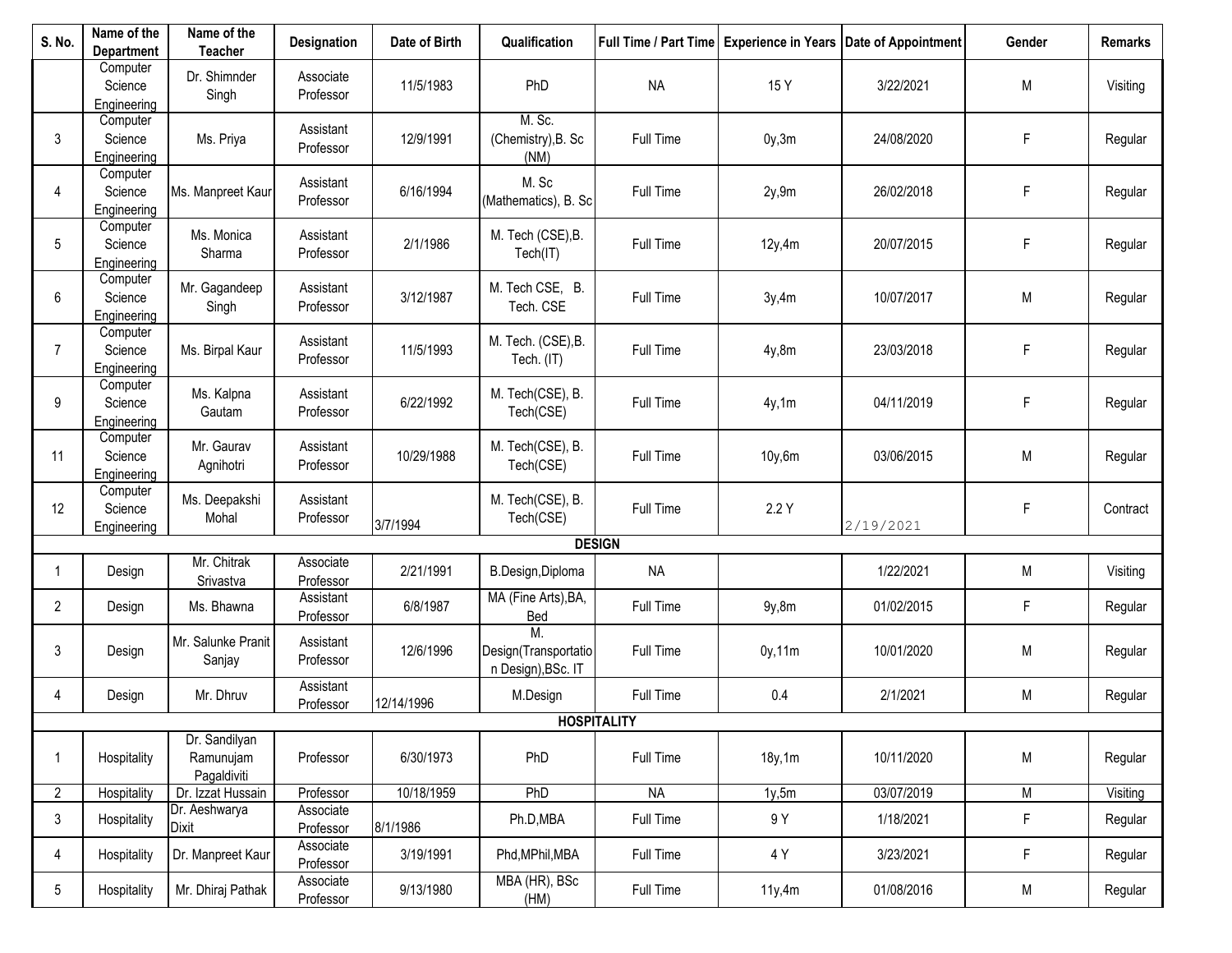| S. No. | Name of the Department | Name of the Teacher | Designation | Date of Birth | Qualification | Full Time / Part Time | Experience in Years | Date of Appointment | Gender | Remarks |
|---|---|---|---|---|---|---|---|---|---|---|
| | Computer Science Engineering | Dr. Shimnder Singh | Associate Professor | 11/5/1983 | PhD | NA | 15 Y | 3/22/2021 | M | Visiting |
| 3 | Computer Science Engineering | Ms. Priya | Assistant Professor | 12/9/1991 | M. Sc. (Chemistry),B. Sc (NM) | Full Time | 0y,3m | 24/08/2020 | F | Regular |
| 4 | Computer Science Engineering | Ms. Manpreet Kaur | Assistant Professor | 6/16/1994 | M. Sc (Mathematics), B. Sc | Full Time | 2y,9m | 26/02/2018 | F | Regular |
| 5 | Computer Science Engineering | Ms. Monica Sharma | Assistant Professor | 2/1/1986 | M. Tech (CSE),B. Tech(IT) | Full Time | 12y,4m | 20/07/2015 | F | Regular |
| 6 | Computer Science Engineering | Mr. Gagandeep Singh | Assistant Professor | 3/12/1987 | M. Tech CSE, B. Tech. CSE | Full Time | 3y,4m | 10/07/2017 | M | Regular |
| 7 | Computer Science Engineering | Ms. Birpal Kaur | Assistant Professor | 11/5/1993 | M. Tech. (CSE),B. Tech. (IT) | Full Time | 4y,8m | 23/03/2018 | F | Regular |
| 9 | Computer Science Engineering | Ms. Kalpna Gautam | Assistant Professor | 6/22/1992 | M. Tech(CSE), B. Tech(CSE) | Full Time | 4y,1m | 04/11/2019 | F | Regular |
| 11 | Computer Science Engineering | Mr. Gaurav Agnihotri | Assistant Professor | 10/29/1988 | M. Tech(CSE), B. Tech(CSE) | Full Time | 10y,6m | 03/06/2015 | M | Regular |
| 12 | Computer Science Engineering | Ms. Deepakshi Mohal | Assistant Professor | 3/7/1994 | M. Tech(CSE), B. Tech(CSE) | Full Time | 2.2 Y | 2/19/2021 | F | Contract |
| **DESIGN** | | | | | | | | | | |
| 1 | Design | Mr. Chitrak Srivastva | Associate Professor | 2/21/1991 | B.Design,Diploma | NA | | 1/22/2021 | M | Visiting |
| 2 | Design | Ms. Bhawna | Assistant Professor | 6/8/1987 | MA (Fine Arts),BA, Bed | Full Time | 9y,8m | 01/02/2015 | F | Regular |
| 3 | Design | Mr. Salunke Pranit Sanjay | Assistant Professor | 12/6/1996 | M. Design(Transportation Design),BSc. IT | Full Time | 0y,11m | 10/01/2020 | M | Regular |
| 4 | Design | Mr. Dhruv | Assistant Professor | 12/14/1996 | M.Design | Full Time | 0.4 | 2/1/2021 | M | Regular |
| **HOSPITALITY** | | | | | | | | | | |
| 1 | Hospitality | Dr. Sandilyan Ramunujam Pagaldiviti | Professor | 6/30/1973 | PhD | Full Time | 18y,1m | 10/11/2020 | M | Regular |
| 2 | Hospitality | Dr. Izzat Hussain | Professor | 10/18/1959 | PhD | NA | 1y,5m | 03/07/2019 | M | Visiting |
| 3 | Hospitality | Dr. Aeshwarya Dixit | Associate Professor | 8/1/1986 | Ph.D,MBA | Full Time | 9 Y | 1/18/2021 | F | Regular |
| 4 | Hospitality | Dr. Manpreet Kaur | Associate Professor | 3/19/1991 | Phd,MPhil,MBA | Full Time | 4 Y | 3/23/2021 | F | Regular |
| 5 | Hospitality | Mr. Dhiraj Pathak | Associate Professor | 9/13/1980 | MBA (HR), BSc (HM) | Full Time | 11y,4m | 01/08/2016 | M | Regular |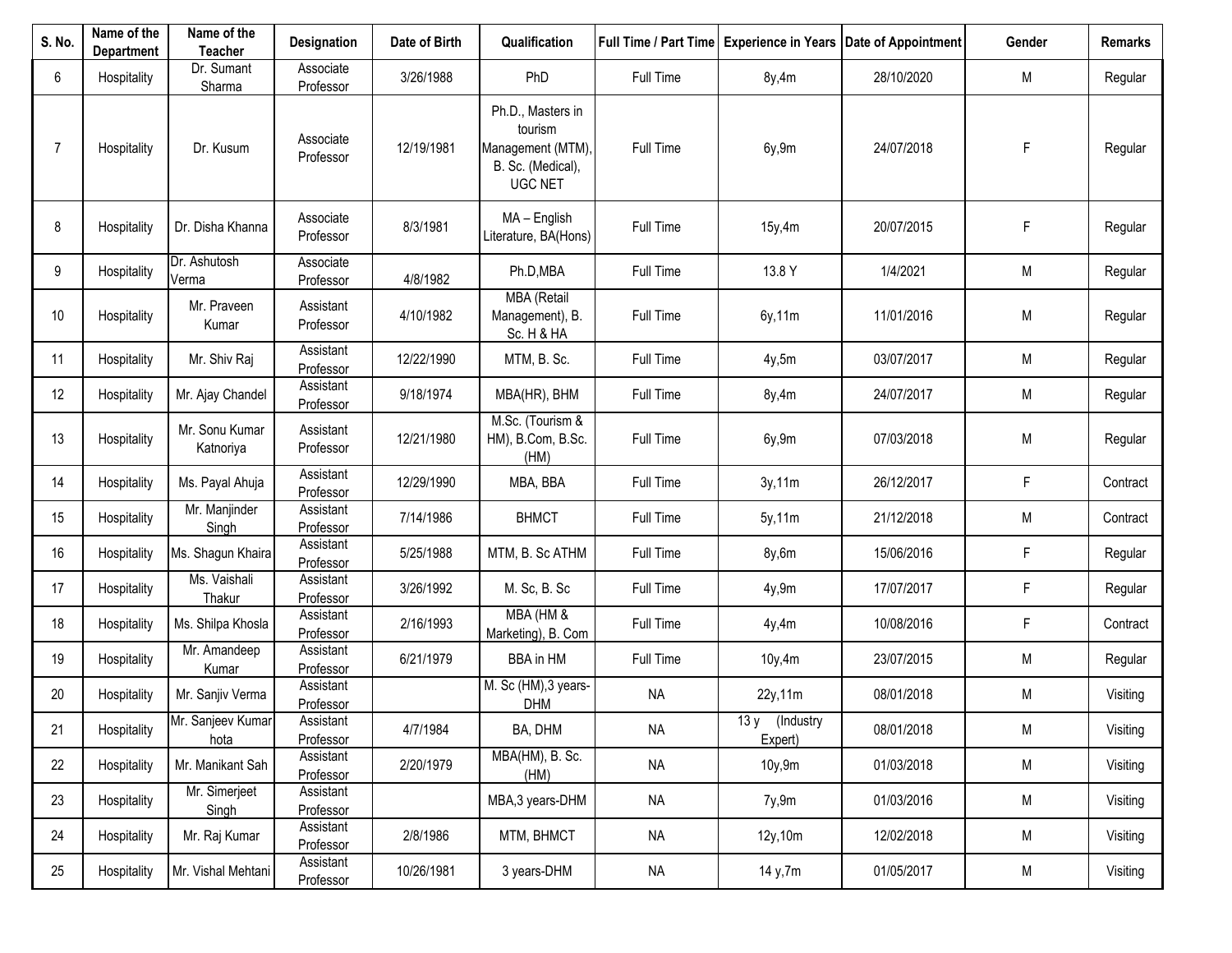| S. No. | Name of the Department | Name of the Teacher | Designation | Date of Birth | Qualification | Full Time / Part Time | Experience in Years | Date of Appointment | Gender | Remarks |
|---|---|---|---|---|---|---|---|---|---|---|
| 6 | Hospitality | Dr. Sumant Sharma | Associate Professor | 3/26/1988 | PhD | Full Time | 8y,4m | 28/10/2020 | M | Regular |
| 7 | Hospitality | Dr. Kusum | Associate Professor | 12/19/1981 | Ph.D., Masters in tourism Management (MTM), B. Sc. (Medical), UGC NET | Full Time | 6y,9m | 24/07/2018 | F | Regular |
| 8 | Hospitality | Dr. Disha Khanna | Associate Professor | 8/3/1981 | MA – English Literature, BA(Hons) | Full Time | 15y,4m | 20/07/2015 | F | Regular |
| 9 | Hospitality | Dr. Ashutosh Verma | Associate Professor | 4/8/1982 | Ph.D,MBA | Full Time | 13.8 Y | 1/4/2021 | M | Regular |
| 10 | Hospitality | Mr. Praveen Kumar | Assistant Professor | 4/10/1982 | MBA (Retail Management), B. Sc. H & HA | Full Time | 6y,11m | 11/01/2016 | M | Regular |
| 11 | Hospitality | Mr. Shiv Raj | Assistant Professor | 12/22/1990 | MTM, B. Sc. | Full Time | 4y,5m | 03/07/2017 | M | Regular |
| 12 | Hospitality | Mr. Ajay Chandel | Assistant Professor | 9/18/1974 | MBA(HR), BHM | Full Time | 8y,4m | 24/07/2017 | M | Regular |
| 13 | Hospitality | Mr. Sonu Kumar Katnoriya | Assistant Professor | 12/21/1980 | M.Sc. (Tourism & HM), B.Com, B.Sc. (HM) | Full Time | 6y,9m | 07/03/2018 | M | Regular |
| 14 | Hospitality | Ms. Payal Ahuja | Assistant Professor | 12/29/1990 | MBA, BBA | Full Time | 3y,11m | 26/12/2017 | F | Contract |
| 15 | Hospitality | Mr. Manjinder Singh | Assistant Professor | 7/14/1986 | BHMCT | Full Time | 5y,11m | 21/12/2018 | M | Contract |
| 16 | Hospitality | Ms. Shagun Khaira | Assistant Professor | 5/25/1988 | MTM, B. Sc ATHM | Full Time | 8y,6m | 15/06/2016 | F | Regular |
| 17 | Hospitality | Ms. Vaishali Thakur | Assistant Professor | 3/26/1992 | M. Sc, B. Sc | Full Time | 4y,9m | 17/07/2017 | F | Regular |
| 18 | Hospitality | Ms. Shilpa Khosla | Assistant Professor | 2/16/1993 | MBA (HM & Marketing), B. Com | Full Time | 4y,4m | 10/08/2016 | F | Contract |
| 19 | Hospitality | Mr. Amandeep Kumar | Assistant Professor | 6/21/1979 | BBA in HM | Full Time | 10y,4m | 23/07/2015 | M | Regular |
| 20 | Hospitality | Mr. Sanjiv Verma | Assistant Professor | | M. Sc (HM),3 years-DHM | NA | 22y,11m | 08/01/2018 | M | Visiting |
| 21 | Hospitality | Mr. Sanjeev Kumar hota | Assistant Professor | 4/7/1984 | BA, DHM | NA | 13 y (Industry Expert) | 08/01/2018 | M | Visiting |
| 22 | Hospitality | Mr. Manikant Sah | Assistant Professor | 2/20/1979 | MBA(HM), B. Sc. (HM) | NA | 10y,9m | 01/03/2018 | M | Visiting |
| 23 | Hospitality | Mr. Simerjeet Singh | Assistant Professor | | MBA,3 years-DHM | NA | 7y,9m | 01/03/2016 | M | Visiting |
| 24 | Hospitality | Mr. Raj Kumar | Assistant Professor | 2/8/1986 | MTM, BHMCT | NA | 12y,10m | 12/02/2018 | M | Visiting |
| 25 | Hospitality | Mr. Vishal Mehtani | Assistant Professor | 10/26/1981 | 3 years-DHM | NA | 14 y,7m | 01/05/2017 | M | Visiting |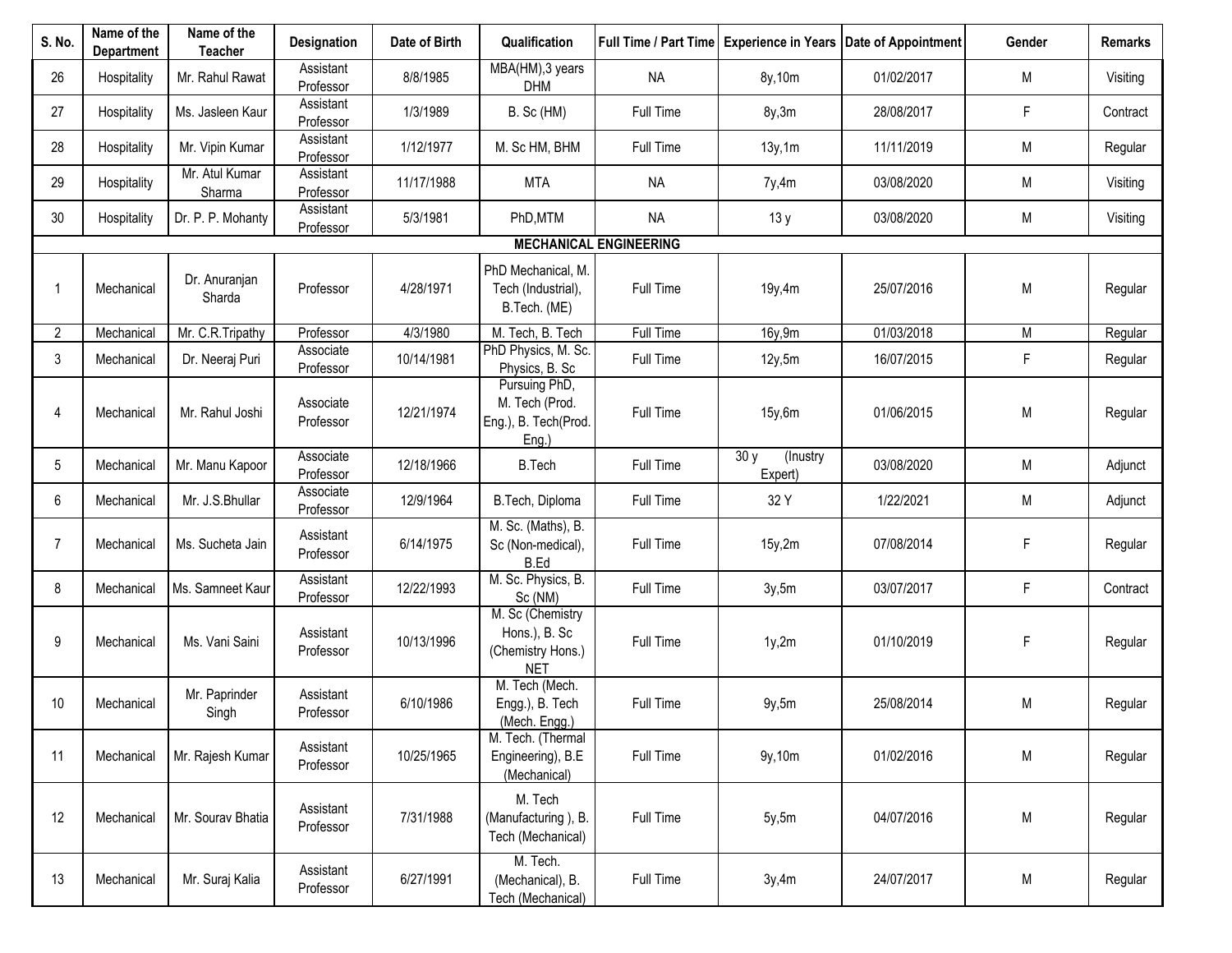| S. No. | Name of the Department | Name of the Teacher | Designation | Date of Birth | Qualification | Full Time / Part Time | Experience in Years | Date of Appointment | Gender | Remarks |
|---|---|---|---|---|---|---|---|---|---|---|
| 26 | Hospitality | Mr. Rahul Rawat | Assistant Professor | 8/8/1985 | MBA(HM),3 years DHM | NA | 8y,10m | 01/02/2017 | M | Visiting |
| 27 | Hospitality | Ms. Jasleen Kaur | Assistant Professor | 1/3/1989 | B. Sc (HM) | Full Time | 8y,3m | 28/08/2017 | F | Contract |
| 28 | Hospitality | Mr. Vipin Kumar | Assistant Professor | 1/12/1977 | M. Sc HM, BHM | Full Time | 13y,1m | 11/11/2019 | M | Regular |
| 29 | Hospitality | Mr. Atul Kumar Sharma | Assistant Professor | 11/17/1988 | MTA | NA | 7y,4m | 03/08/2020 | M | Visiting |
| 30 | Hospitality | Dr. P. P. Mohanty | Assistant Professor | 5/3/1981 | PhD,MTM | NA | 13 y | 03/08/2020 | M | Visiting |
| **MECHANICAL ENGINEERING** | | | | | | | | | | |
| 1 | Mechanical | Dr. Anuranjan Sharda | Professor | 4/28/1971 | PhD Mechanical, M. Tech (Industrial), B.Tech. (ME) | Full Time | 19y,4m | 25/07/2016 | M | Regular |
| 2 | Mechanical | Mr. C.R.Tripathy | Professor | 4/3/1980 | M. Tech, B. Tech | Full Time | 16y,9m | 01/03/2018 | M | Regular |
| 3 | Mechanical | Dr. Neeraj Puri | Associate Professor | 10/14/1981 | PhD Physics, M. Sc. Physics, B. Sc | Full Time | 12y,5m | 16/07/2015 | F | Regular |
| 4 | Mechanical | Mr. Rahul Joshi | Associate Professor | 12/21/1974 | Pursuing PhD, M. Tech (Prod. Eng.), B. Tech(Prod. Eng.) | Full Time | 15y,6m | 01/06/2015 | M | Regular |
| 5 | Mechanical | Mr. Manu Kapoor | Associate Professor | 12/18/1966 | B.Tech | Full Time | 30 y (Inustry Expert) | 03/08/2020 | M | Adjunct |
| 6 | Mechanical | Mr. J.S.Bhullar | Associate Professor | 12/9/1964 | B.Tech, Diploma | Full Time | 32 Y | 1/22/2021 | M | Adjunct |
| 7 | Mechanical | Ms. Sucheta Jain | Assistant Professor | 6/14/1975 | M. Sc. (Maths), B. Sc (Non-medical), B.Ed | Full Time | 15y,2m | 07/08/2014 | F | Regular |
| 8 | Mechanical | Ms. Samneet Kaur | Assistant Professor | 12/22/1993 | M. Sc. Physics, B. Sc (NM) | Full Time | 3y,5m | 03/07/2017 | F | Contract |
| 9 | Mechanical | Ms. Vani Saini | Assistant Professor | 10/13/1996 | M. Sc (Chemistry Hons.), B. Sc (Chemistry Hons.) NET | Full Time | 1y,2m | 01/10/2019 | F | Regular |
| 10 | Mechanical | Mr. Paprinder Singh | Assistant Professor | 6/10/1986 | M. Tech (Mech. Engg.), B. Tech (Mech. Engg.) | Full Time | 9y,5m | 25/08/2014 | M | Regular |
| 11 | Mechanical | Mr. Rajesh Kumar | Assistant Professor | 10/25/1965 | M. Tech. (Thermal Engineering), B.E (Mechanical) | Full Time | 9y,10m | 01/02/2016 | M | Regular |
| 12 | Mechanical | Mr. Sourav Bhatia | Assistant Professor | 7/31/1988 | M. Tech (Manufacturing ), B. Tech (Mechanical) | Full Time | 5y,5m | 04/07/2016 | M | Regular |
| 13 | Mechanical | Mr. Suraj Kalia | Assistant Professor | 6/27/1991 | M. Tech. (Mechanical), B. Tech (Mechanical) | Full Time | 3y,4m | 24/07/2017 | M | Regular |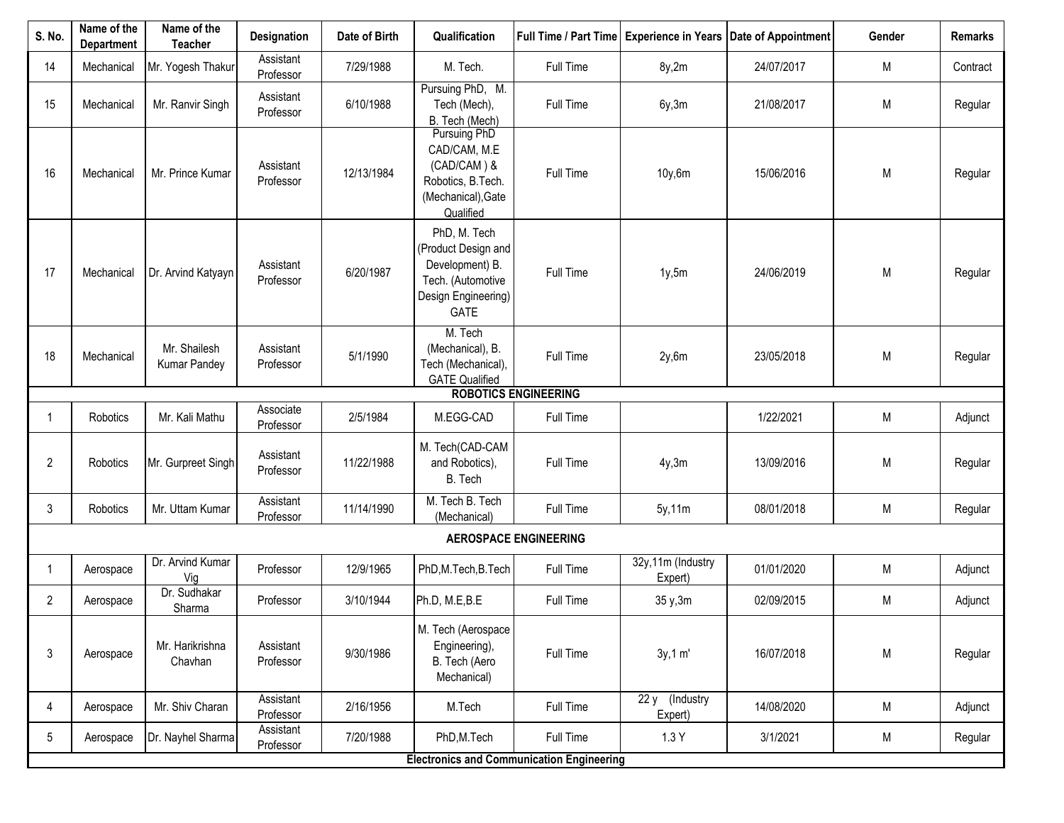| S. No. | Name of the Department | Name of the Teacher | Designation | Date of Birth | Qualification | Full Time / Part Time | Experience in Years | Date of Appointment | Gender | Remarks |
|---|---|---|---|---|---|---|---|---|---|---|
| 14 | Mechanical | Mr. Yogesh Thakur | Assistant Professor | 7/29/1988 | M. Tech. | Full Time | 8y,2m | 24/07/2017 | M | Contract |
| 15 | Mechanical | Mr. Ranvir Singh | Assistant Professor | 6/10/1988 | Pursuing PhD, M. Tech (Mech), B. Tech (Mech) | Full Time | 6y,3m | 21/08/2017 | M | Regular |
| 16 | Mechanical | Mr. Prince Kumar | Assistant Professor | 12/13/1984 | Pursuing PhD CAD/CAM, M.E (CAD/CAM ) & Robotics, B.Tech. (Mechanical),Gate Qualified | Full Time | 10y,6m | 15/06/2016 | M | Regular |
| 17 | Mechanical | Dr. Arvind Katyayn | Assistant Professor | 6/20/1987 | PhD, M. Tech (Product Design and Development) B. Tech. (Automotive Design Engineering) GATE | Full Time | 1y,5m | 24/06/2019 | M | Regular |
| 18 | Mechanical | Mr. Shailesh Kumar Pandey | Assistant Professor | 5/1/1990 | M. Tech (Mechanical), B. Tech (Mechanical), GATE Qualified | Full Time | 2y,6m | 23/05/2018 | M | Regular |
| **ROBOTICS ENGINEERING** | | | | | | | | | | |
| 1 | Robotics | Mr. Kali Mathu | Associate Professor | 2/5/1984 | M.EGG-CAD | Full Time | | 1/22/2021 | M | Adjunct |
| 2 | Robotics | Mr. Gurpreet Singh | Assistant Professor | 11/22/1988 | M. Tech(CAD-CAM and Robotics), B. Tech | Full Time | 4y,3m | 13/09/2016 | M | Regular |
| 3 | Robotics | Mr. Uttam Kumar | Assistant Professor | 11/14/1990 | M. Tech B. Tech (Mechanical) | Full Time | 5y,11m | 08/01/2018 | M | Regular |
| **AEROSPACE ENGINEERING** | | | | | | | | | | |
| 1 | Aerospace | Dr. Arvind Kumar Vig | Professor | 12/9/1965 | PhD,M.Tech,B.Tech | Full Time | 32y,11m (Industry Expert) | 01/01/2020 | M | Adjunct |
| 2 | Aerospace | Dr. Sudhakar Sharma | Professor | 3/10/1944 | Ph.D, M.E,B.E | Full Time | 35 y,3m | 02/09/2015 | M | Adjunct |
| 3 | Aerospace | Mr. Harikrishna Chavhan | Assistant Professor | 9/30/1986 | M. Tech (Aerospace Engineering), B. Tech (Aero Mechanical) | Full Time | 3y,1 m' | 16/07/2018 | M | Regular |
| 4 | Aerospace | Mr. Shiv Charan | Assistant Professor | 2/16/1956 | M.Tech | Full Time | 22 y (Industry Expert) | 14/08/2020 | M | Adjunct |
| 5 | Aerospace | Dr. Nayhel Sharma | Assistant Professor | 7/20/1988 | PhD,M.Tech | Full Time | 1.3 Y | 3/1/2021 | M | Regular |
| **Electronics and Communication Engineering** | | | | | | | | | | |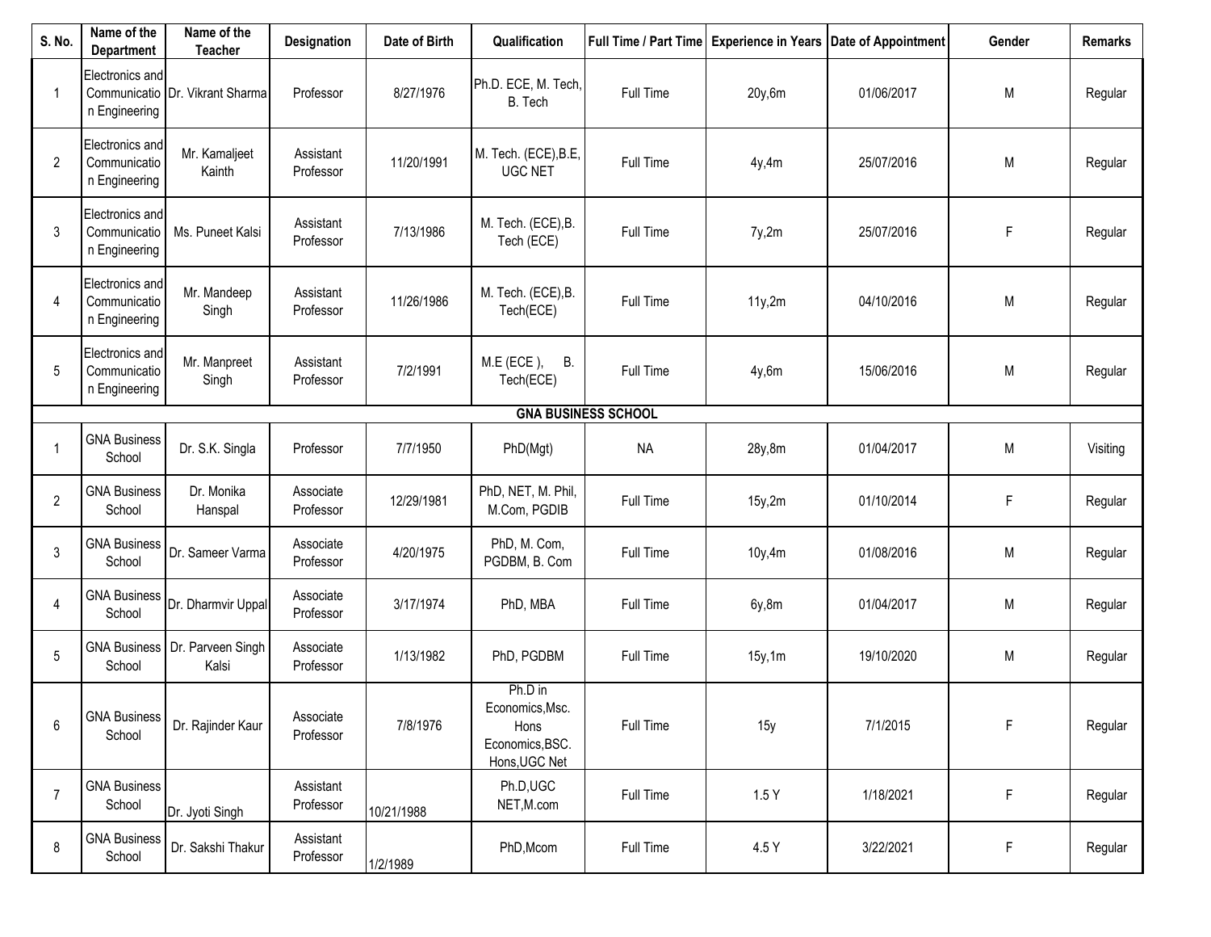| S. No. | Name of the Department | Name of the Teacher | Designation | Date of Birth | Qualification | Full Time / Part Time | Experience in Years | Date of Appointment | Gender | Remarks |
|---|---|---|---|---|---|---|---|---|---|---|
| 1 | Electronics and Communication Engineering | Dr. Vikrant Sharma | Professor | 8/27/1976 | Ph.D. ECE, M. Tech, B. Tech | Full Time | 20y,6m | 01/06/2017 | M | Regular |
| 2 | Electronics and Communication Engineering | Mr. Kamaljeet Kainth | Assistant Professor | 11/20/1991 | M. Tech. (ECE),B.E, UGC NET | Full Time | 4y,4m | 25/07/2016 | M | Regular |
| 3 | Electronics and Communication Engineering | Ms. Puneet Kalsi | Assistant Professor | 7/13/1986 | M. Tech. (ECE),B. Tech (ECE) | Full Time | 7y,2m | 25/07/2016 | F | Regular |
| 4 | Electronics and Communication Engineering | Mr. Mandeep Singh | Assistant Professor | 11/26/1986 | M. Tech. (ECE),B. Tech(ECE) | Full Time | 11y,2m | 04/10/2016 | M | Regular |
| 5 | Electronics and Communication Engineering | Mr. Manpreet Singh | Assistant Professor | 7/2/1991 | M.E (ECE ), B. Tech(ECE) | Full Time | 4y,6m | 15/06/2016 | M | Regular |
| **GNA BUSINESS SCHOOL** | | | | | | | | | | |
| 1 | GNA Business School | Dr. S.K. Singla | Professor | 7/7/1950 | PhD(Mgt) | NA | 28y,8m | 01/04/2017 | M | Visiting |
| 2 | GNA Business School | Dr. Monika Hanspal | Associate Professor | 12/29/1981 | PhD, NET, M. Phil, M.Com, PGDIB | Full Time | 15y,2m | 01/10/2014 | F | Regular |
| 3 | GNA Business School | Dr. Sameer Varma | Associate Professor | 4/20/1975 | PhD, M. Com, PGDBM, B. Com | Full Time | 10y,4m | 01/08/2016 | M | Regular |
| 4 | GNA Business School | Dr. Dharmvir Uppal | Associate Professor | 3/17/1974 | PhD, MBA | Full Time | 6y,8m | 01/04/2017 | M | Regular |
| 5 | GNA Business School | Dr. Parveen Singh Kalsi | Associate Professor | 1/13/1982 | PhD, PGDBM | Full Time | 15y,1m | 19/10/2020 | M | Regular |
| 6 | GNA Business School | Dr. Rajinder Kaur | Associate Professor | 7/8/1976 | Ph.D in Economics,Msc. Hons Economics,BSC. Hons,UGC Net | Full Time | 15y | 7/1/2015 | F | Regular |
| 7 | GNA Business School | Dr. Jyoti Singh | Assistant Professor | 10/21/1988 | Ph.D,UGC NET,M.com | Full Time | 1.5 Y | 1/18/2021 | F | Regular |
| 8 | GNA Business School | Dr. Sakshi Thakur | Assistant Professor | 1/2/1989 | PhD,Mcom | Full Time | 4.5 Y | 3/22/2021 | F | Regular |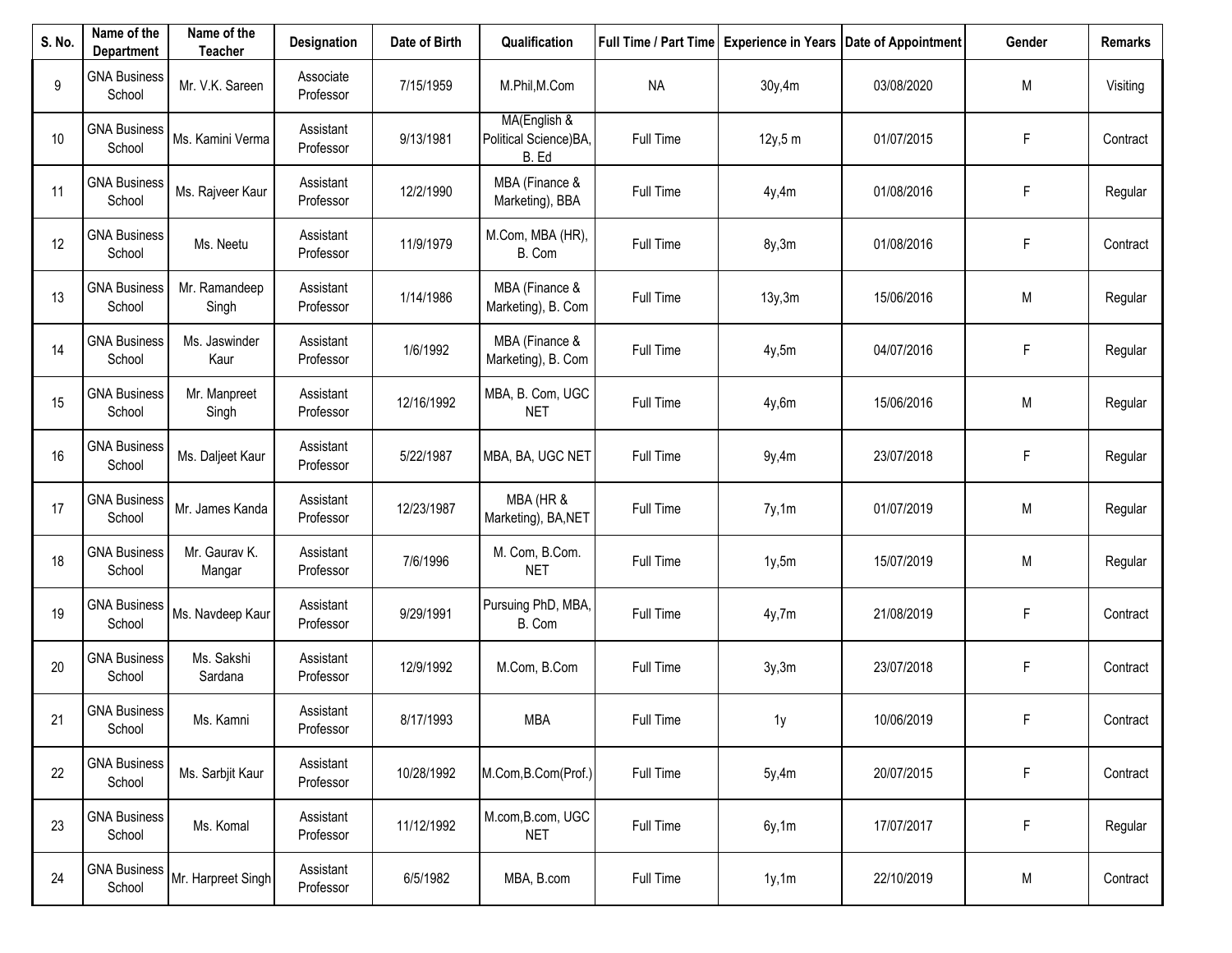| S. No. | Name of the Department | Name of the Teacher | Designation | Date of Birth | Qualification | Full Time / Part Time | Experience in Years | Date of Appointment | Gender | Remarks |
|---|---|---|---|---|---|---|---|---|---|---|
| 9 | GNA Business School | Mr. V.K. Sareen | Associate Professor | 7/15/1959 | M.Phil,M.Com | NA | 30y,4m | 03/08/2020 | M | Visiting |
| 10 | GNA Business School | Ms. Kamini Verma | Assistant Professor | 9/13/1981 | MA(English & Political Science)BA, B. Ed | Full Time | 12y,5 m | 01/07/2015 | F | Contract |
| 11 | GNA Business School | Ms. Rajveer Kaur | Assistant Professor | 12/2/1990 | MBA (Finance & Marketing), BBA | Full Time | 4y,4m | 01/08/2016 | F | Regular |
| 12 | GNA Business School | Ms. Neetu | Assistant Professor | 11/9/1979 | M.Com, MBA (HR), B. Com | Full Time | 8y,3m | 01/08/2016 | F | Contract |
| 13 | GNA Business School | Mr. Ramandeep Singh | Assistant Professor | 1/14/1986 | MBA (Finance & Marketing), B. Com | Full Time | 13y,3m | 15/06/2016 | M | Regular |
| 14 | GNA Business School | Ms. Jaswinder Kaur | Assistant Professor | 1/6/1992 | MBA (Finance & Marketing), B. Com | Full Time | 4y,5m | 04/07/2016 | F | Regular |
| 15 | GNA Business School | Mr. Manpreet Singh | Assistant Professor | 12/16/1992 | MBA, B. Com, UGC NET | Full Time | 4y,6m | 15/06/2016 | M | Regular |
| 16 | GNA Business School | Ms. Daljeet Kaur | Assistant Professor | 5/22/1987 | MBA, BA, UGC NET | Full Time | 9y,4m | 23/07/2018 | F | Regular |
| 17 | GNA Business School | Mr. James Kanda | Assistant Professor | 12/23/1987 | MBA (HR & Marketing), BA,NET | Full Time | 7y,1m | 01/07/2019 | M | Regular |
| 18 | GNA Business School | Mr. Gaurav K. Mangar | Assistant Professor | 7/6/1996 | M. Com, B.Com. NET | Full Time | 1y,5m | 15/07/2019 | M | Regular |
| 19 | GNA Business School | Ms. Navdeep Kaur | Assistant Professor | 9/29/1991 | Pursuing PhD, MBA, B. Com | Full Time | 4y,7m | 21/08/2019 | F | Contract |
| 20 | GNA Business School | Ms. Sakshi Sardana | Assistant Professor | 12/9/1992 | M.Com, B.Com | Full Time | 3y,3m | 23/07/2018 | F | Contract |
| 21 | GNA Business School | Ms. Kamni | Assistant Professor | 8/17/1993 | MBA | Full Time | 1y | 10/06/2019 | F | Contract |
| 22 | GNA Business School | Ms. Sarbjit Kaur | Assistant Professor | 10/28/1992 | M.Com,B.Com(Prof.) | Full Time | 5y,4m | 20/07/2015 | F | Contract |
| 23 | GNA Business School | Ms. Komal | Assistant Professor | 11/12/1992 | M.com,B.com, UGC NET | Full Time | 6y,1m | 17/07/2017 | F | Regular |
| 24 | GNA Business School | Mr. Harpreet Singh | Assistant Professor | 6/5/1982 | MBA, B.com | Full Time | 1y,1m | 22/10/2019 | M | Contract |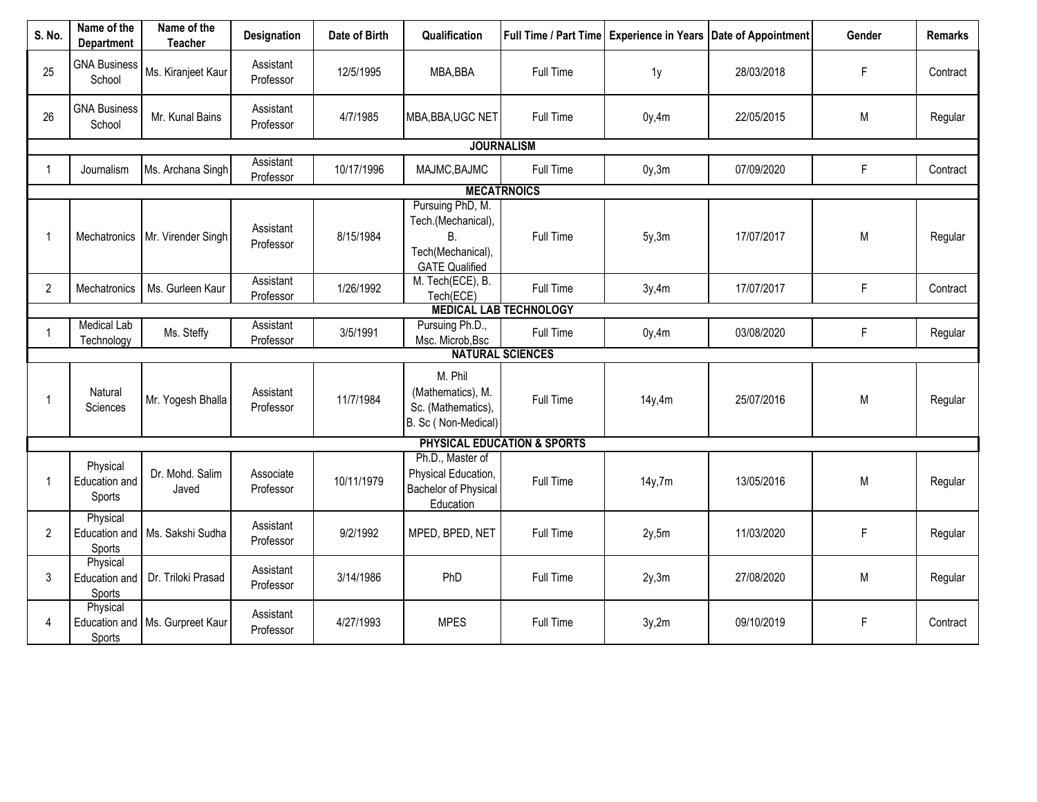| S. No. | Name of the Department | Name of the Teacher | Designation | Date of Birth | Qualification | Full Time / Part Time | Experience in Years | Date of Appointment | Gender | Remarks |
|---|---|---|---|---|---|---|---|---|---|---|
| 25 | GNA Business School | Ms. Kiranjeet Kaur | Assistant Professor | 12/5/1995 | MBA,BBA | Full Time | 1y | 28/03/2018 | F | Contract |
| 26 | GNA Business School | Mr. Kunal Bains | Assistant Professor | 4/7/1985 | MBA,BBA,UGC NET | Full Time | 0y,4m | 22/05/2015 | M | Regular |
| **JOURNALISM** | | | | | | | | | | |
| 1 | Journalism | Ms. Archana Singh | Assistant Professor | 10/17/1996 | MAJMC,BAJMC | Full Time | 0y,3m | 07/09/2020 | F | Contract |
| **MECATRNOICS** | | | | | | | | | | |
| 1 | Mechatronics | Mr. Virender Singh | Assistant Professor | 8/15/1984 | Pursuing PhD, M. Tech.(Mechanical), B. Tech(Mechanical), GATE Qualified | Full Time | 5y,3m | 17/07/2017 | M | Regular |
| 2 | Mechatronics | Ms. Gurleen Kaur | Assistant Professor | 1/26/1992 | M. Tech(ECE), B. Tech(ECE) | Full Time | 3y,4m | 17/07/2017 | F | Contract |
| **MEDICAL LAB TECHNOLOGY** | | | | | | | | | | |
| 1 | Medical Lab Technology | Ms. Steffy | Assistant Professor | 3/5/1991 | Pursuing Ph.D., Msc. Microb,Bsc | Full Time | 0y,4m | 03/08/2020 | F | Regular |
| **NATURAL SCIENCES** | | | | | | | | | | |
| 1 | Natural Sciences | Mr. Yogesh Bhalla | Assistant Professor | 11/7/1984 | M. Phil (Mathematics), M. Sc. (Mathematics), B. Sc ( Non-Medical) | Full Time | 14y,4m | 25/07/2016 | M | Regular |
| **PHYSICAL EDUCATION & SPORTS** | | | | | | | | | | |
| 1 | Physical Education and Sports | Dr. Mohd. Salim Javed | Associate Professor | 10/11/1979 | Ph.D., Master of Physical Education, Bachelor of Physical Education | Full Time | 14y,7m | 13/05/2016 | M | Regular |
| 2 | Physical Education and Sports | Ms. Sakshi Sudha | Assistant Professor | 9/2/1992 | MPED, BPED, NET | Full Time | 2y,5m | 11/03/2020 | F | Regular |
| 3 | Physical Education and Sports | Dr. Triloki Prasad | Assistant Professor | 3/14/1986 | PhD | Full Time | 2y,3m | 27/08/2020 | M | Regular |
| 4 | Physical Education and Sports | Ms. Gurpreet Kaur | Assistant Professor | 4/27/1993 | MPES | Full Time | 3y,2m | 09/10/2019 | F | Contract |